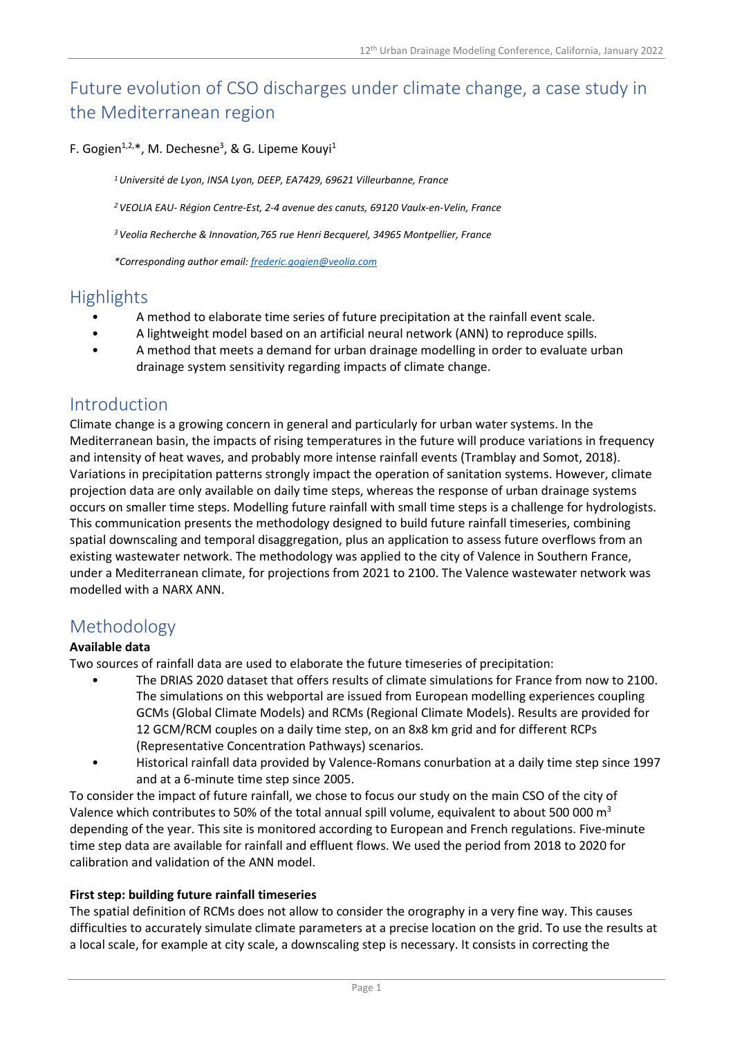# Future evolution of CSO discharges under climate change, a case study in the Mediterranean region

F. Gogien[1,2,*], M. Dechesne[3], & G. Lipeme Kouyi[1]

*[1] Université de Lyon, INSA Lyon, DEEP, EA7429, 69621 Villeurbanne, France*

*[2] VEOLIA EAU- Région Centre-Est, 2-4 avenue des canuts, 69120 Vaulx-en-Velin, France*

*[3] Veolia Recherche & Innovation,765 rue Henri Becquerel, 34965 Montpellier, France*

*\*Corresponding author email: frederic.gogien@veolia.com*

## Highlights

- A method to elaborate time series of future precipitation at the rainfall event scale.
- A lightweight model based on an artificial neural network (ANN) to reproduce spills.
- A method that meets a demand for urban drainage modelling in order to evaluate urban drainage system sensitivity regarding impacts of climate change.

## Introduction

Climate change is a growing concern in general and particularly for urban water systems. In the Mediterranean basin, the impacts of rising temperatures in the future will produce variations in frequency and intensity of heat waves, and probably more intense rainfall events (Tramblay and Somot, 2018). Variations in precipitation patterns strongly impact the operation of sanitation systems. However, climate projection data are only available on daily time steps, whereas the response of urban drainage systems occurs on smaller time steps. Modelling future rainfall with small time steps is a challenge for hydrologists. This communication presents the methodology designed to build future rainfall timeseries, combining spatial downscaling and temporal disaggregation, plus an application to assess future overflows from an existing wastewater network. The methodology was applied to the city of Valence in Southern France, under a Mediterranean climate, for projections from 2021 to 2100. The Valence wastewater network was modelled with a NARX ANN.

## Methodology

**Available data**

Two sources of rainfall data are used to elaborate the future timeseries of precipitation:

- The DRIAS 2020 dataset that offers results of climate simulations for France from now to 2100. The simulations on this webportal are issued from European modelling experiences coupling GCMs (Global Climate Models) and RCMs (Regional Climate Models). Results are provided for 12 GCM/RCM couples on a daily time step, on an 8x8 km grid and for different RCPs (Representative Concentration Pathways) scenarios.
- Historical rainfall data provided by Valence-Romans conurbation at a daily time step since 1997 and at a 6-minute time step since 2005.

To consider the impact of future rainfall, we chose to focus our study on the main CSO of the city of Valence which contributes to 50% of the total annual spill volume, equivalent to about 500 000 $m^3$ depending of the year. This site is monitored according to European and French regulations. Five-minute time step data are available for rainfall and effluent flows. We used the period from 2018 to 2020 for calibration and validation of the ANN model.

**First step: building future rainfall timeseries**

The spatial definition of RCMs does not allow to consider the orography in a very fine way. This causes difficulties to accurately simulate climate parameters at a precise location on the grid. To use the results at a local scale, for example at city scale, a downscaling step is necessary. It consists in correcting the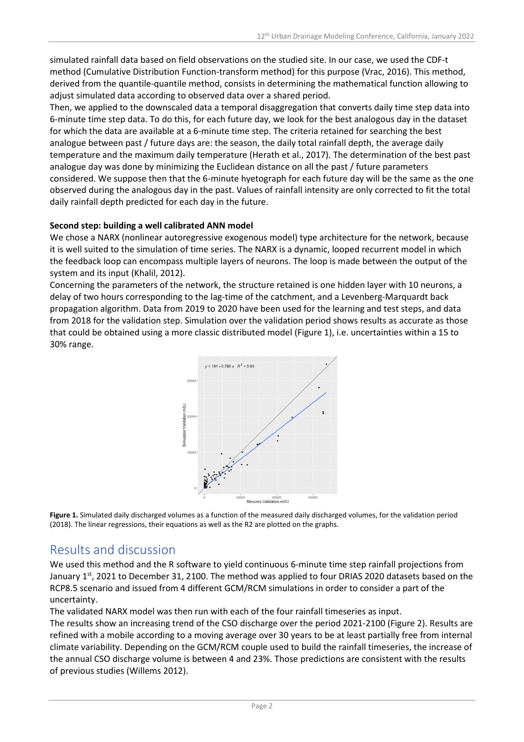simulated rainfall data based on field observations on the studied site. In our case, we used the CDF-t method (Cumulative Distribution Function-transform method) for this purpose (Vrac, 2016). This method, derived from the quantile-quantile method, consists in determining the mathematical function allowing to adjust simulated data according to observed data over a shared period.

Then, we applied to the downscaled data a temporal disaggregation that converts daily time step data into 6-minute time step data. To do this, for each future day, we look for the best analogous day in the dataset for which the data are available at a 6-minute time step. The criteria retained for searching the best analogue between past / future days are: the season, the daily total rainfall depth, the average daily temperature and the maximum daily temperature (Herath et al., 2017). The determination of the best past analogue day was done by minimizing the Euclidean distance on all the past / future parameters considered. We suppose then that the 6-minute hyetograph for each future day will be the same as the one observed during the analogous day in the past. Values of rainfall intensity are only corrected to fit the total daily rainfall depth predicted for each day in the future.

**Second step: building a well calibrated ANN model**

We chose a NARX (nonlinear autoregressive exogenous model) type architecture for the network, because it is well suited to the simulation of time series. The NARX is a dynamic, looped recurrent model in which the feedback loop can encompass multiple layers of neurons. The loop is made between the output of the system and its input (Khalil, 2012).

Concerning the parameters of the network, the structure retained is one hidden layer with 10 neurons, a delay of two hours corresponding to the lag-time of the catchment, and a Levenberg-Marquardt back propagation algorithm. Data from 2019 to 2020 have been used for the learning and test steps, and data from 2018 for the validation step. Simulation over the validation period shows results as accurate as those that could be obtained using a more classic distributed model (Figure 1), i.e. uncertainties within a 15 to 30% range.

**Figure 1.** Simulated daily discharged volumes as a function of the measured daily discharged volumes, for the validation period (2018). The linear regressions, their equations as well as the R2 are plotted on the graphs.

## Results and discussion

We used this method and the R software to yield continuous 6-minute time step rainfall projections from January 1st, 2021 to December 31, 2100. The method was applied to four DRIAS 2020 datasets based on the RCP8.5 scenario and issued from 4 different GCM/RCM simulations in order to consider a part of the uncertainty.

The validated NARX model was then run with each of the four rainfall timeseries as input.

The results show an increasing trend of the CSO discharge over the period 2021-2100 (Figure 2). Results are refined with a mobile according to a moving average over 30 years to be at least partially free from internal climate variability. Depending on the GCM/RCM couple used to build the rainfall timeseries, the increase of the annual CSO discharge volume is between 4 and 23%. Those predictions are consistent with the results of previous studies (Willems 2012).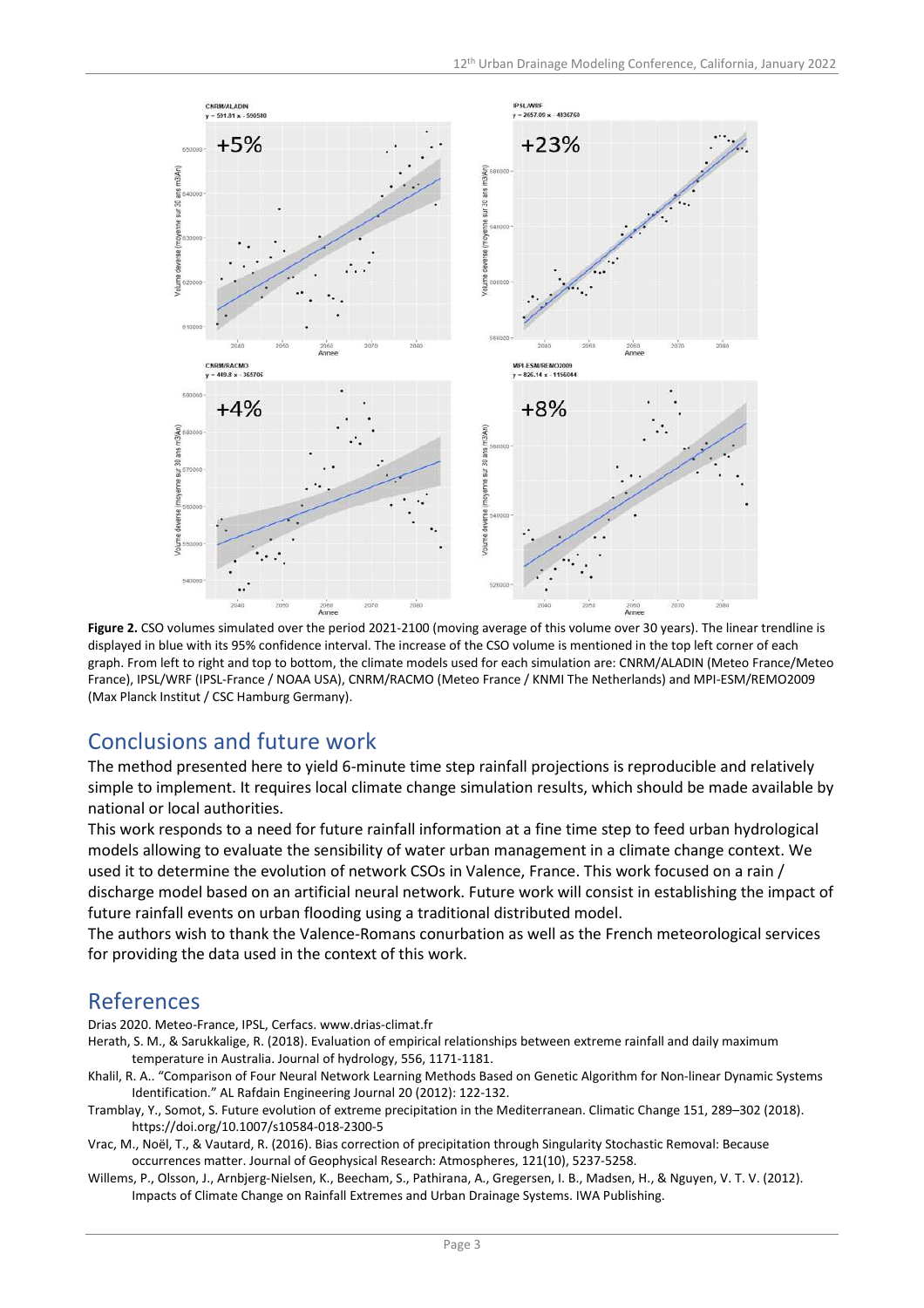CNRM/ALADIN
y = 591.81 x - 590580

+5%

IPSL/WRF
y = 2657.09 x - 4836760

+23%

CNRM/RACMO
y = 449.8 x - 365706

+4%

MPI-ESM/REMO2009
y = 826.14 x - 1156044

+8%

Volume deverse (moyenne sur 30 ans m3/An)

Annee

**Figure 2.** CSO volumes simulated over the period 2021-2100 (moving average of this volume over 30 years). The linear trendline is displayed in blue with its 95% confidence interval. The increase of the CSO volume is mentioned in the top left corner of each graph. From left to right and top to bottom, the climate models used for each simulation are: CNRM/ALADIN (Meteo France/Meteo France), IPSL/WRF (IPSL-France / NOAA USA), CNRM/RACMO (Meteo France / KNMI The Netherlands) and MPI-ESM/REMO2009 (Max Planck Institut / CSC Hamburg Germany).

## Conclusions and future work

The method presented here to yield 6-minute time step rainfall projections is reproducible and relatively simple to implement. It requires local climate change simulation results, which should be made available by national or local authorities.

This work responds to a need for future rainfall information at a fine time step to feed urban hydrological models allowing to evaluate the sensibility of water urban management in a climate change context. We used it to determine the evolution of network CSOs in Valence, France. This work focused on a rain / discharge model based on an artificial neural network. Future work will consist in establishing the impact of future rainfall events on urban flooding using a traditional distributed model.

The authors wish to thank the Valence-Romans conurbation as well as the French meteorological services for providing the data used in the context of this work.

## References

Drias 2020. Meteo-France, IPSL, Cerfacs. www.drias-climat.fr

Herath, S. M., & Sarukkalige, R. (2018). Evaluation of empirical relationships between extreme rainfall and daily maximum temperature in Australia. Journal of hydrology, 556, 1171-1181.

Khalil, R. A.. "Comparison of Four Neural Network Learning Methods Based on Genetic Algorithm for Non-linear Dynamic Systems Identification." AL Rafdain Engineering Journal 20 (2012): 122-132.

Tramblay, Y., Somot, S. Future evolution of extreme precipitation in the Mediterranean. Climatic Change 151, 289–302 (2018). https://doi.org/10.1007/s10584-018-2300-5

Vrac, M., Noël, T., & Vautard, R. (2016). Bias correction of precipitation through Singularity Stochastic Removal: Because occurrences matter. Journal of Geophysical Research: Atmospheres, 121(10), 5237-5258.

Willems, P., Olsson, J., Arnbjerg-Nielsen, K., Beecham, S., Pathirana, A., Gregersen, I. B., Madsen, H., & Nguyen, V. T. V. (2012). Impacts of Climate Change on Rainfall Extremes and Urban Drainage Systems. IWA Publishing.